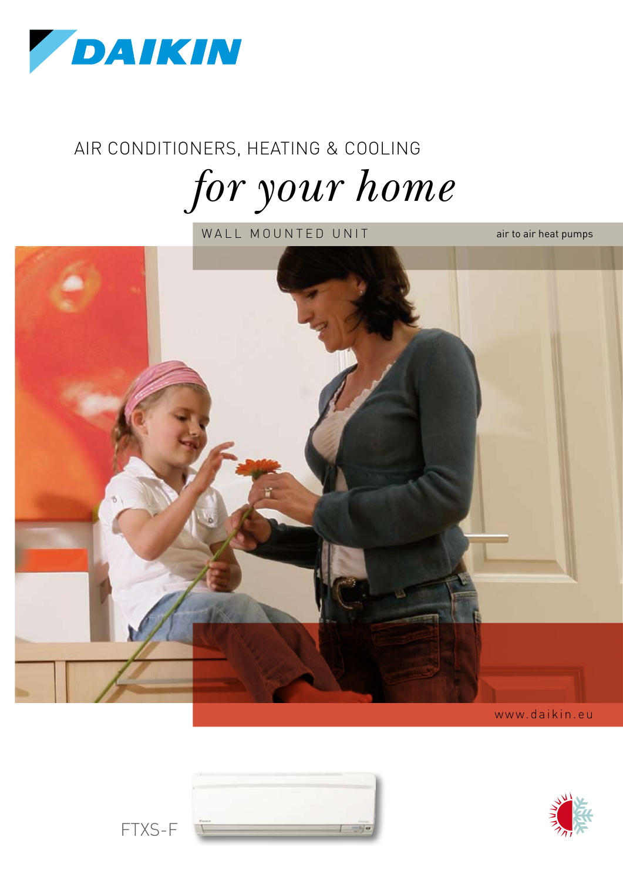DAIKIN

AIR CONDITIONERS, HEATING & COOLING

# *for your home*

WALL MOUNTED UNIT

air to air heat pumps

www.daikin.eu

FTXS-F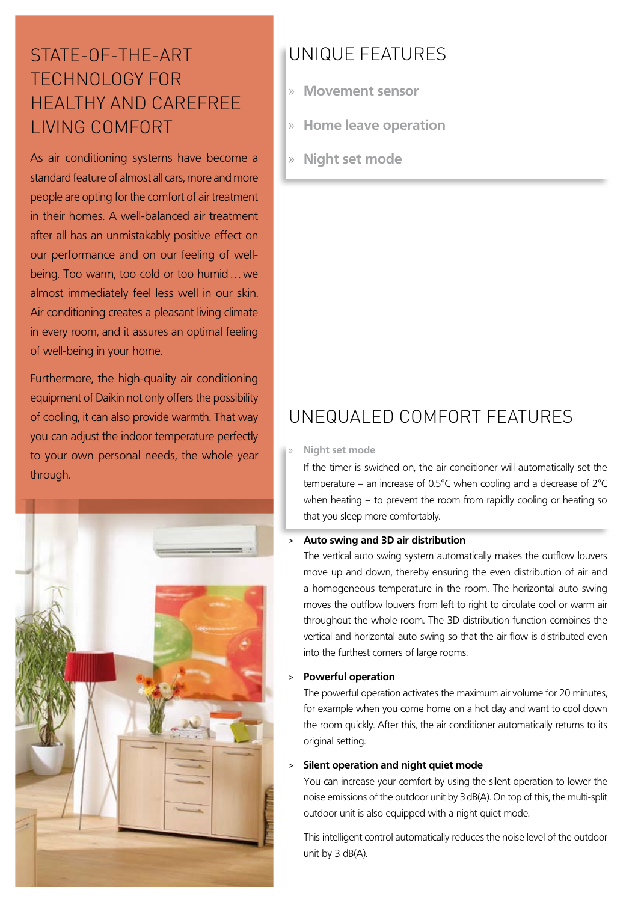## STATE-OF-THE-ART TECHNOLOGY FOR HEALTHY AND CAREFREE LIVING COMFORT

As air conditioning systems have become a standard feature of almost all cars, more and more people are opting for the comfort of air treatment in their homes. A well-balanced air treatment after all has an unmistakably positive effect on our performance and on our feeling of well-being. Too warm, too cold or too humid … we almost immediately feel less well in our skin. Air conditioning creates a pleasant living climate in every room, and it assures an optimal feeling of well-being in your home.

Furthermore, the high-quality air conditioning equipment of Daikin not only offers the possibility of cooling, it can also provide warmth. That way you can adjust the indoor temperature perfectly to your own personal needs, the whole year through.

## UNIQUE FEATURES

- » **Movement sensor**
- » **Home leave operation**
- » **Night set mode**

## UNEQUALED COMFORT FEATURES

» **Night set mode**

If the timer is swiched on, the air conditioner will automatically set the temperature – an increase of 0.5°C when cooling and a decrease of 2°C when heating – to prevent the room from rapidly cooling or heating so that you sleep more comfortably.

> **Auto swing and 3D air distribution**

The vertical auto swing system automatically makes the outflow louvers move up and down, thereby ensuring the even distribution of air and a homogeneous temperature in the room. The horizontal auto swing moves the outflow louvers from left to right to circulate cool or warm air throughout the whole room. The 3D distribution function combines the vertical and horizontal auto swing so that the air flow is distributed even into the furthest corners of large rooms.

> **Powerful operation**

The powerful operation activates the maximum air volume for 20 minutes, for example when you come home on a hot day and want to cool down the room quickly. After this, the air conditioner automatically returns to its original setting.

> **Silent operation and night quiet mode**

You can increase your comfort by using the silent operation to lower the noise emissions of the outdoor unit by 3 dB(A). On top of this, the multi-split outdoor unit is also equipped with a night quiet mode.

This intelligent control automatically reduces the noise level of the outdoor unit by 3 dB(A).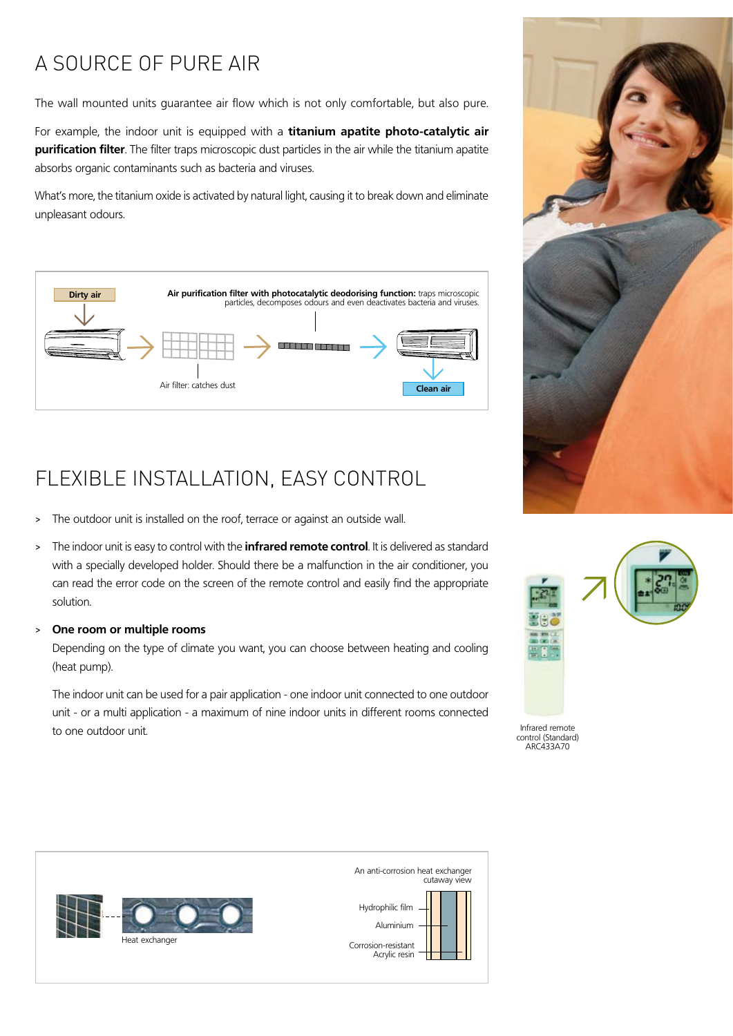# A SOURCE OF PURE AIR

The wall mounted units guarantee air flow which is not only comfortable, but also pure.

For example, the indoor unit is equipped with a **titanium apatite photo-catalytic air purification filter**. The filter traps microscopic dust particles in the air while the titanium apatite absorbs organic contaminants such as bacteria and viruses.

What's more, the titanium oxide is activated by natural light, causing it to break down and eliminate unpleasant odours.

Dirty air

**Air purification filter with photocatalytic deodorising function:** traps microscopic particles, decomposes odours and even deactivates bacteria and viruses.

Air filter: catches dust

Clean air

# FLEXIBLE INSTALLATION, EASY CONTROL

> The outdoor unit is installed on the roof, terrace or against an outside wall.

> The indoor unit is easy to control with the **infrared remote control**. It is delivered as standard with a specially developed holder. Should there be a malfunction in the air conditioner, you can read the error code on the screen of the remote control and easily find the appropriate solution.

> **One room or multiple rooms**

Depending on the type of climate you want, you can choose between heating and cooling (heat pump).

The indoor unit can be used for a pair application - one indoor unit connected to one outdoor unit - or a multi application - a maximum of nine indoor units in different rooms connected to one outdoor unit.

Infrared remote control (Standard) ARC433A70

Heat exchanger

An anti-corrosion heat exchanger cutaway view

Hydrophilic film

Aluminium

Corrosion-resistant Acrylic resin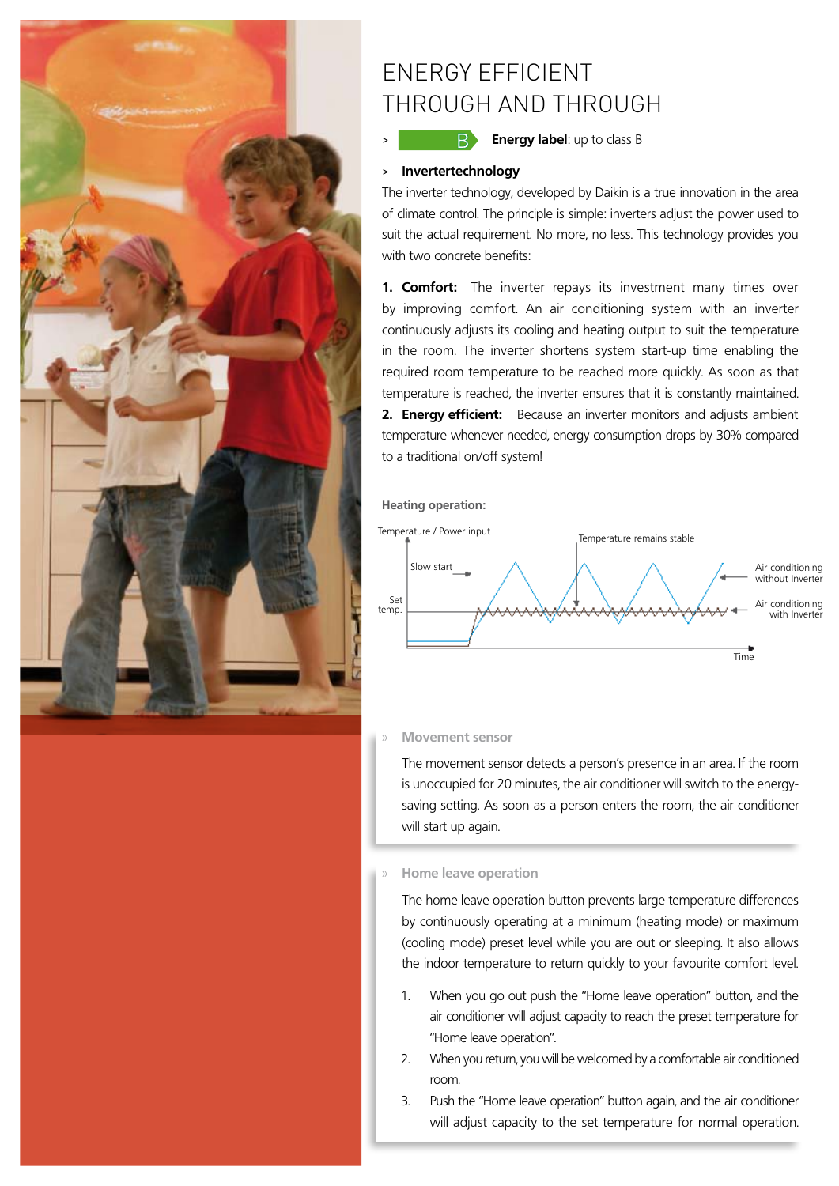# ENERGY EFFICIENT THROUGH AND THROUGH

> B **Energy label**: up to class B

> **Invertertechnology**

The inverter technology, developed by Daikin is a true innovation in the area of climate control. The principle is simple: inverters adjust the power used to suit the actual requirement. No more, no less. This technology provides you with two concrete benefits:

**1. Comfort:** The inverter repays its investment many times over by improving comfort. An air conditioning system with an inverter continuously adjusts its cooling and heating output to suit the temperature in the room. The inverter shortens system start-up time enabling the required room temperature to be reached more quickly. As soon as that temperature is reached, the inverter ensures that it is constantly maintained.

**2. Energy efficient:** Because an inverter monitors and adjusts ambient temperature whenever needed, energy consumption drops by 30% compared to a traditional on/off system!

**Heating operation:**

Temperature / Power input — Slow start — Temperature remains stable — Set temp. — Air conditioning without Inverter — Air conditioning with Inverter — Time

## Movement sensor

The movement sensor detects a person's presence in an area. If the room is unoccupied for 20 minutes, the air conditioner will switch to the energy-saving setting. As soon as a person enters the room, the air conditioner will start up again.

## Home leave operation

The home leave operation button prevents large temperature differences by continuously operating at a minimum (heating mode) or maximum (cooling mode) preset level while you are out or sleeping. It also allows the indoor temperature to return quickly to your favourite comfort level.

1. When you go out push the "Home leave operation" button, and the air conditioner will adjust capacity to reach the preset temperature for "Home leave operation".
2. When you return, you will be welcomed by a comfortable air conditioned room.
3. Push the "Home leave operation" button again, and the air conditioner will adjust capacity to the set temperature for normal operation.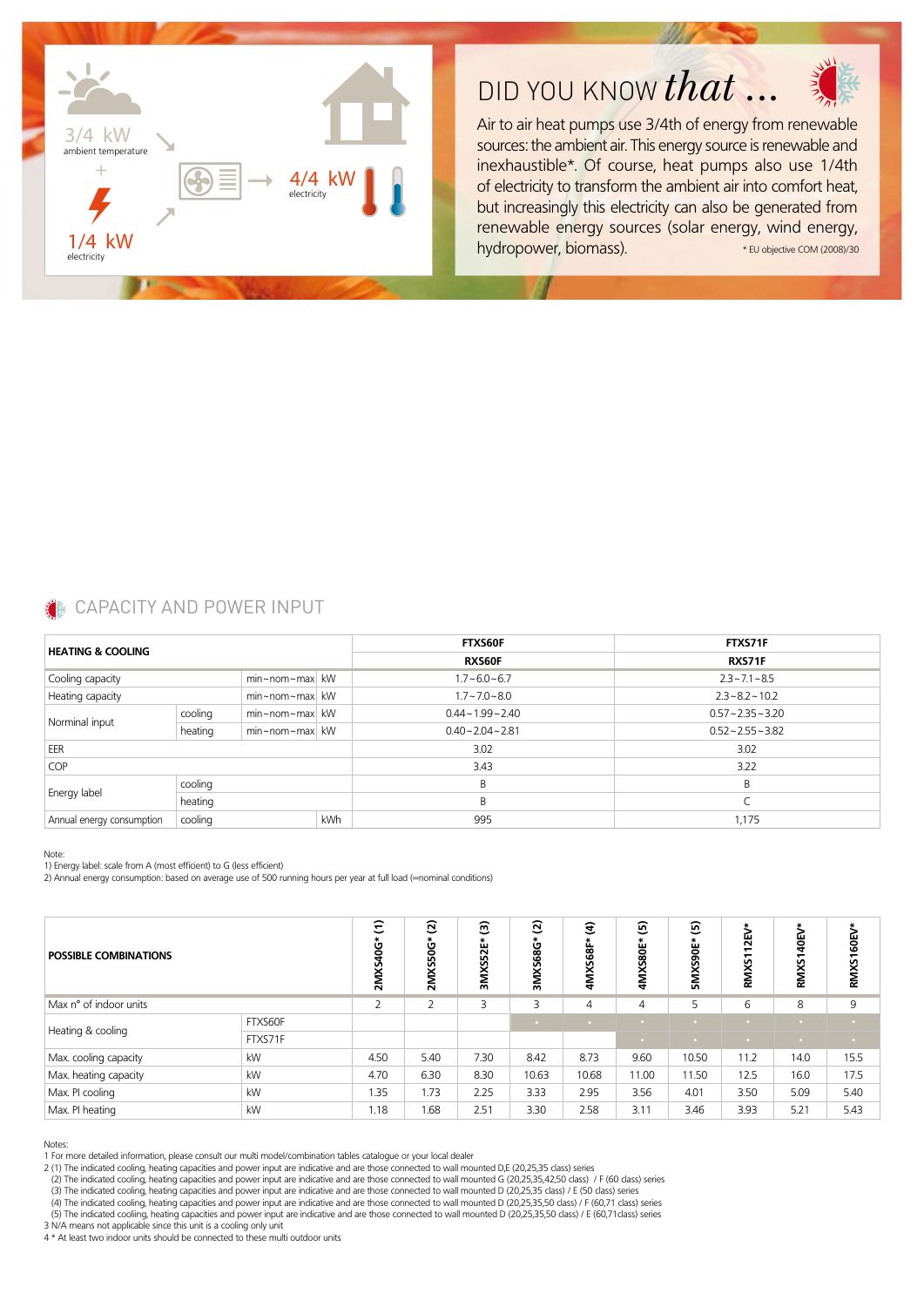3/4 kW
ambient temperature

+

1/4 kW
electricity

4/4 kW
electricity

## DID YOU KNOW *that* ...

Air to air heat pumps use 3/4th of energy from renewable sources: the ambient air. This energy source is renewable and inexhaustible*. Of course, heat pumps also use 1/4th of electricity to transform the ambient air into comfort heat, but increasingly this electricity can also be generated from renewable energy sources (solar energy, wind energy, hydropower, biomass).

* EU objective COM (2008)/30

## CAPACITY AND POWER INPUT

| **HEATING & COOLING** | | | | **FTXS60F** | **FTXS71F** |
|---|---|---|---|---|---|
| | | | | **RXS60F** | **RXS71F** |
| Cooling capacity | | min~nom~max | kW | 1.7~6.0~6.7 | 2.3~7.1~8.5 |
| Heating capacity | | min~nom~max | kW | 1.7~7.0~8.0 | 2.3~8.2~10.2 |
| Norminal input | cooling | min~nom~max | kW | 0.44~1.99~2.40 | 0.57~2.35~3.20 |
| | heating | min~nom~max | kW | 0.40~2.04~2.81 | 0.52~2.55~3.82 |
| EER | | | | 3.02 | 3.02 |
| COP | | | | 3.43 | 3.22 |
| Energy label | cooling | | | B | B |
| | heating | | | B | C |
| Annual energy consumption | cooling | | kWh | 995 | 1,175 |

Note:
1) Energy label: scale from A (most efficient) to G (less efficient)
2) Annual energy consumption: based on average use of 500 running hours per year at full load (=nominal conditions)

| **POSSIBLE COMBINATIONS** | | **2MXS40G* (1)** | **2MXS50G* (2)** | **3MXS52E* (3)** | **3MXS68G* (2)** | **4MXS68F* (4)** | **4MXS80E* (5)** | **5MXS90E* (5)** | **RMXS112EV*** | **RMXS140EV*** | **RMXS160EV*** |
|---|---|---|---|---|---|---|---|---|---|---|---|
| Max n° of indoor units | | 2 | 2 | 3 | 3 | 4 | 4 | 5 | 6 | 8 | 9 |
| Heating & cooling | FTXS60F | | | | • | • | • | • | • | • | • |
| | FTXS71F | | | | | | • | • | • | • | • |
| Max. cooling capacity | kW | 4.50 | 5.40 | 7.30 | 8.42 | 8.73 | 9.60 | 10.50 | 11.2 | 14.0 | 15.5 |
| Max. heating capacity | kW | 4.70 | 6.30 | 8.30 | 10.63 | 10.68 | 11.00 | 11.50 | 12.5 | 16.0 | 17.5 |
| Max. PI cooling | kW | 1.35 | 1.73 | 2.25 | 3.33 | 2.95 | 3.56 | 4.01 | 3.50 | 5.09 | 5.40 |
| Max. PI heating | kW | 1.18 | 1.68 | 2.51 | 3.30 | 2.58 | 3.11 | 3.46 | 3.93 | 5.21 | 5.43 |

Notes:
1 For more detailed information, please consult our multi model/combination tables catalogue or your local dealer
2 (1) The indicated cooling, heating capacities and power input are indicative and are those connected to wall mounted D,E (20,25,35 class) series
(2) The indicated cooling, heating capacities and power input are indicative and are those connected to wall mounted G (20,25,35,42,50 class) / F (60 class) series
(3) The indicated cooling, heating capacities and power input are indicative and are those connected to wall mounted D (20,25,35 class) / E (50 class) series
(4) The indicated cooling, heating capacities and power input are indicative and are those connected to wall mounted D (20,25,35,50 class) / F (60,71 class) series
(5) The indicated cooling, heating capacities and power input are indicative and are those connected to wall mounted D (20,25,35,50 class) / E (60,71class) series
3 N/A means not applicable since this unit is a cooling only unit
4 * At least two indoor units should be connected to these multi outdoor units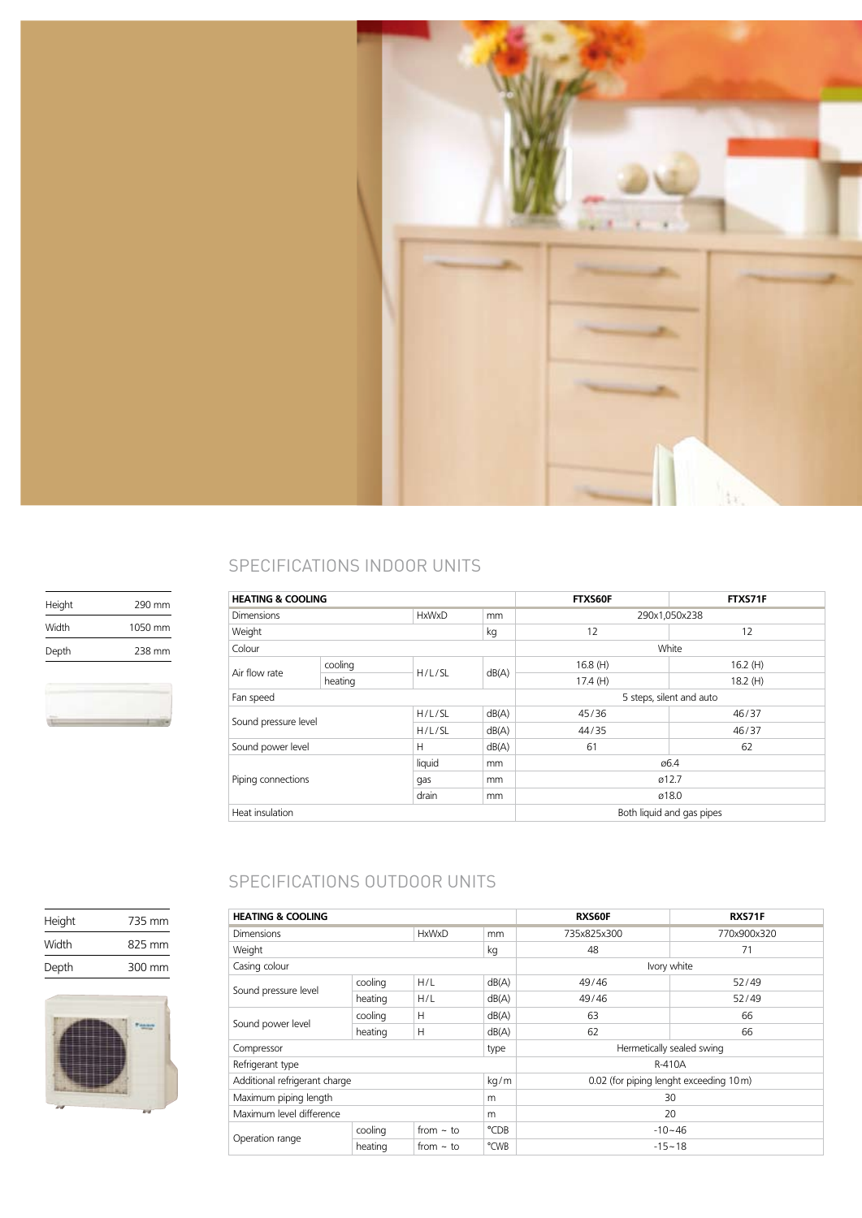## SPECIFICATIONS INDOOR UNITS

| | |
|---|---|
| Height | 290 mm |
| Width | 1050 mm |
| Depth | 238 mm |

| HEATING & COOLING | | | | FTXS60F | FTXS71F |
|---|---|---|---|---|---|
| Dimensions | | HxWxD | mm | 290x1,050x238 | |
| Weight | | | kg | 12 | 12 |
| Colour | | | | White | |
| Air flow rate | cooling | H/L/SL | dB(A) | 16.8 (H) | 16.2 (H) |
| | heating | | | 17.4 (H) | 18.2 (H) |
| Fan speed | | | | 5 steps, silent and auto | |
| Sound pressure level | | H/L/SL | dB(A) | 45/36 | 46/37 |
| | | H/L/SL | dB(A) | 44/35 | 46/37 |
| Sound power level | | H | dB(A) | 61 | 62 |
| Piping connections | | liquid | mm | ø6.4 | |
| | | gas | mm | ø12.7 | |
| | | drain | mm | ø18.0 | |
| Heat insulation | | | | Both liquid and gas pipes | |

## SPECIFICATIONS OUTDOOR UNITS

| | |
|---|---|
| Height | 735 mm |
| Width | 825 mm |
| Depth | 300 mm |

| HEATING & COOLING | | | | RXS60F | RXS71F |
|---|---|---|---|---|---|
| Dimensions | | HxWxD | mm | 735x825x300 | 770x900x320 |
| Weight | | | kg | 48 | 71 |
| Casing colour | | | | Ivory white | |
| Sound pressure level | cooling | H/L | dB(A) | 49/46 | 52/49 |
| | heating | H/L | dB(A) | 49/46 | 52/49 |
| Sound power level | cooling | H | dB(A) | 63 | 66 |
| | heating | H | dB(A) | 62 | 66 |
| Compressor | | | type | Hermetically sealed swing | |
| Refrigerant type | | | | R-410A | |
| Additional refrigerant charge | | | kg/m | 0.02 (for piping lenght exceeding 10 m) | |
| Maximum piping length | | | m | 30 | |
| Maximum level difference | | | m | 20 | |
| Operation range | cooling | from ~ to | °CDB | -10~46 | |
| | heating | from ~ to | °CWB | -15~18 | |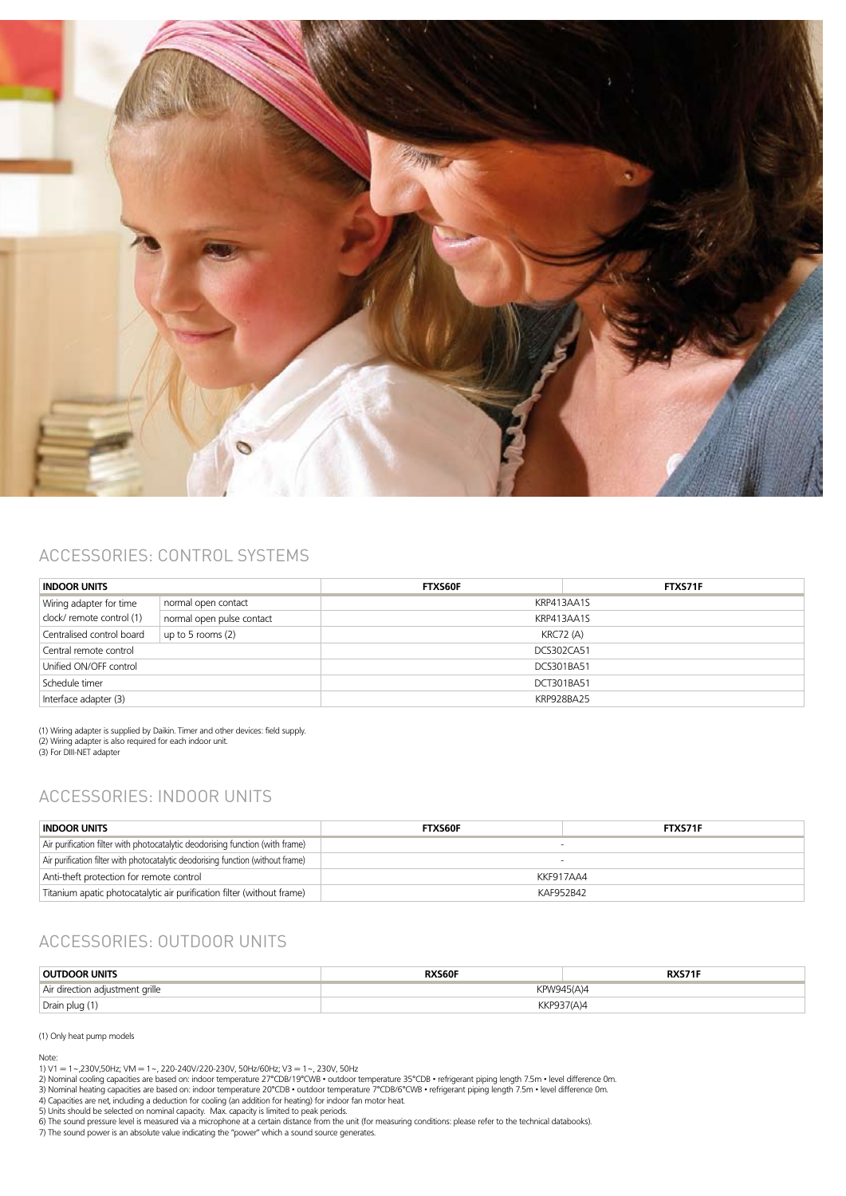## ACCESSORIES: CONTROL SYSTEMS

| INDOOR UNITS | | FTXS60F | FTXS71F |
|---|---|---|---|
| Wiring adapter for time clock/ remote control (1) | normal open contact | KRP413AA1S | |
| | normal open pulse contact | KRP413AA1S | |
| Centralised control board | up to 5 rooms (2) | KRC72 (A) | |
| Central remote control | | DCS302CA51 | |
| Unified ON/OFF control | | DCS301BA51 | |
| Schedule timer | | DCT301BA51 | |
| Interface adapter (3) | | KRP928BA2S | |

(1) Wiring adapter is supplied by Daikin. Timer and other devices: field supply.
(2) Wiring adapter is also required for each indoor unit.
(3) For DIII-NET adapter

## ACCESSORIES: INDOOR UNITS

| INDOOR UNITS | FTXS60F | FTXS71F |
|---|---|---|
| Air purification filter with photocatalytic deodorising function (with frame) | - | |
| Air purification filter with photocatalytic deodorising function (without frame) | - | |
| Anti-theft protection for remote control | KKF917AA4 | |
| Titanium apatic photocatalytic air purification filter (without frame) | KAF952B42 | |

## ACCESSORIES: OUTDOOR UNITS

| OUTDOOR UNITS | RXS60F | RXS71F |
|---|---|---|
| Air direction adjustment grille | KPW945(A)4 | |
| Drain plug (1) | KKP937(A)4 | |

(1) Only heat pump models

Note:
1) V1 = 1~,230V,50Hz; VM = 1~, 220-240V/220-230V, 50Hz/60Hz; V3 = 1~, 230V, 50Hz
2) Nominal cooling capacities are based on: indoor temperature 27°CDB/19°CWB • outdoor temperature 35°CDB • refrigerant piping length 7.5m • level difference 0m.
3) Nominal heating capacities are based on: indoor temperature 20°CDB • outdoor temperature 7°CDB/6°CWB • refrigerant piping length 7.5m • level difference 0m.
4) Capacities are net, including a deduction for cooling (an addition for heating) for indoor fan motor heat.
5) Units should be selected on nominal capacity. Max. capacity is limited to peak periods.
6) The sound pressure level is measured via a microphone at a certain distance from the unit (for measuring conditions: please refer to the technical databooks).
7) The sound power is an absolute value indicating the "power" which a sound source generates.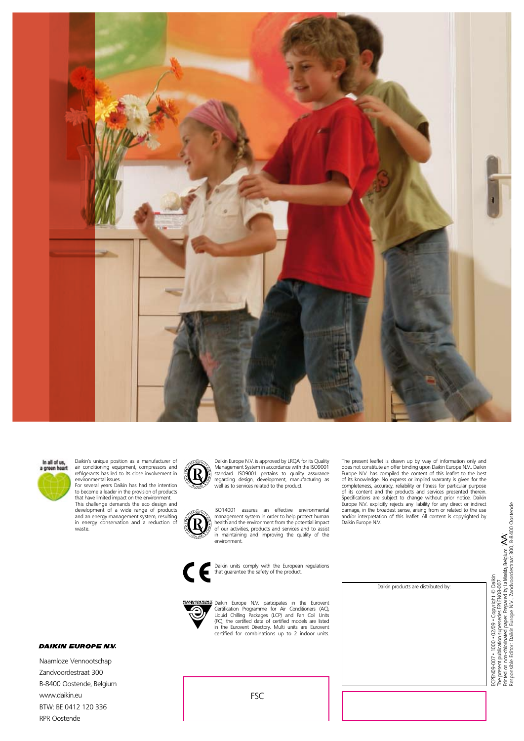In all of us, a green heart

Daikin's unique position as a manufacturer of air conditioning equipment, compressors and refrigerants has led to its close involvement in environmental issues.
For several years Daikin has had the intention to become a leader in the provision of products that have limited impact on the environment.
This challenge demands the eco design and development of a wide range of products and an energy management system, resulting in energy conservation and a reduction of waste.

Daikin Europe N.V. is approved by LRQA for its Quality Management System in accordance with the ISO9001 standard. ISO9001 pertains to quality assurance regarding design, development, manufacturing as well as to services related to the product.

ISO14001 assures an effective environmental management system in order to help protect human health and the environment from the potential impact of our activities, products and services and to assist in maintaining and improving the quality of the environment.

Daikin units comply with the European regulations that guarantee the safety of the product.

Daikin Europe N.V. participates in the Eurovent Certification Programme for Air Conditioners (AC), Liquid Chilling Packages (LCP) and Fan Coil Units (FC); the certified data of certified models are listed in the Eurovent Directory. Multi units are Eurovent certified for combinations up to 2 indoor units.

The present leaflet is drawn up by way of information only and does not constitute an offer binding upon Daikin Europe N.V.. Daikin Europe N.V. has compiled the content of this leaflet to the best of its knowledge. No express or implied warranty is given for the completeness, accuracy, reliability or fitness for particular purpose of its content and the products and services presented therein. Specifications are subject to change without prior notice. Daikin Europe N.V. explicitly rejects any liability for any direct or indirect damage, in the broadest sense, arising from or related to the use and/or interpretation of this leaflet. All content is copyrighted by Daikin Europe N.V.

Daikin products are distributed by:

**DAIKIN EUROPE N.V.**

Naamloze Vennootschap
Zandvoordestraat 300
B-8400 Oostende, Belgium
www.daikin.eu
BTW: BE 0412 120 336
RPR Oostende

FSC

ECPEN09-007 • 1000 • 02/09 • Copyright © Daikin
The present publication supersedes EPLEN08-007
Printed on non-chlorinated paper. Prepared by La Movida, Belgium
Responsible Editor: Daikin Europe N.V., Zandvoordestraat 300, B-8400 Oostende